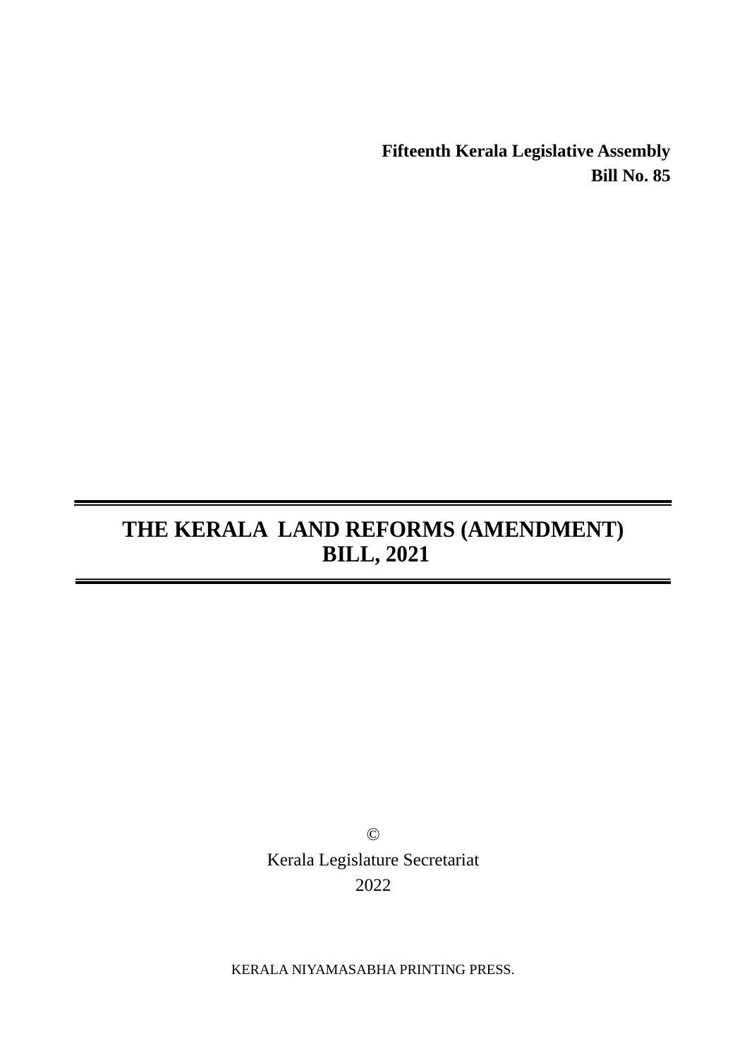**Fifteenth Kerala Legislative Assembly**

**Bill No. 85**

# THE KERALA LAND REFORMS (AMENDMENT) BILL, 2021

©

Kerala Legislature Secretariat

2022

KERALA NIYAMASABHA PRINTING PRESS.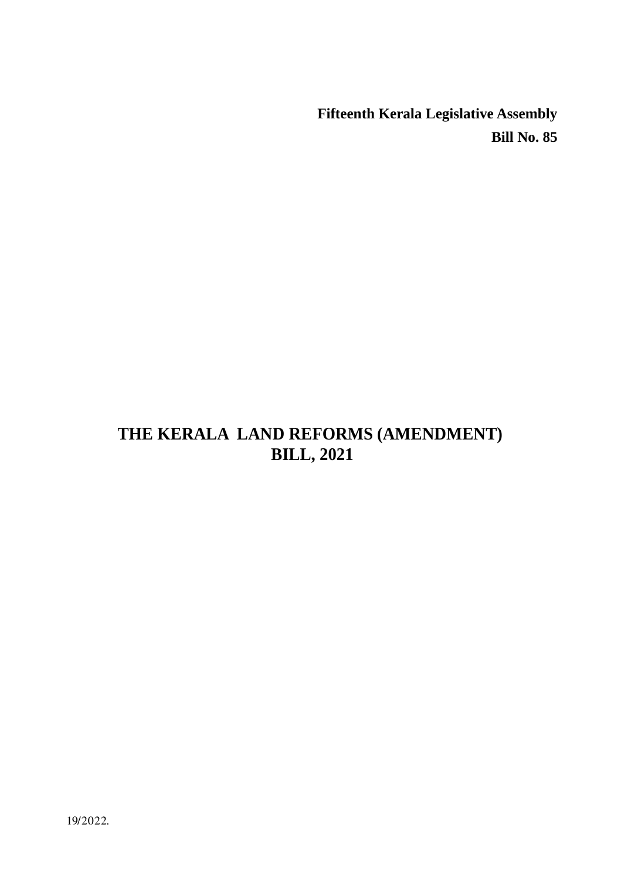**Fifteenth Kerala Legislative Assembly**

**Bill No. 85**

# THE KERALA LAND REFORMS (AMENDMENT) BILL, 2021

19/2022.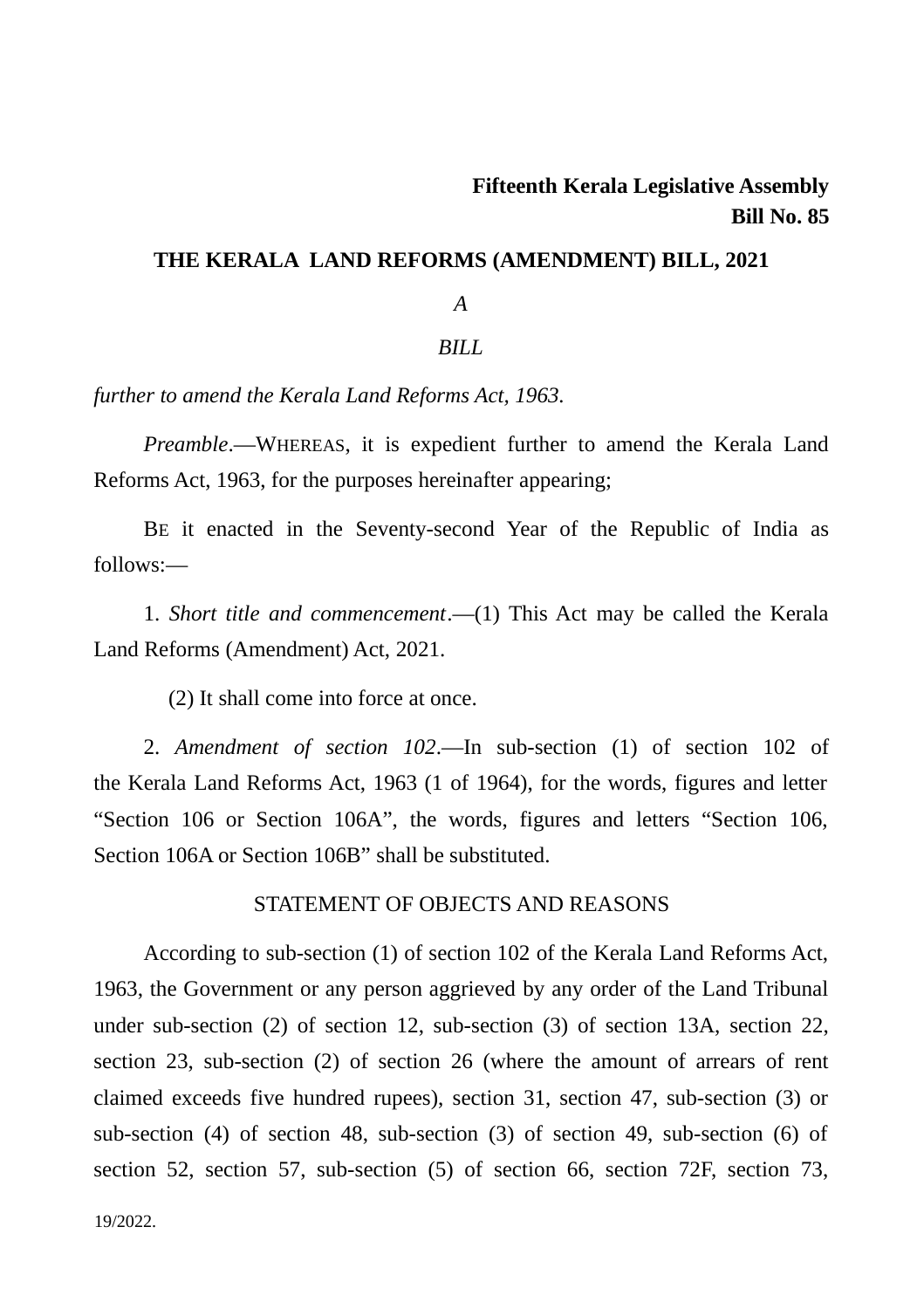**Fifteenth Kerala Legislative Assembly**
**Bill No. 85**

## THE KERALA LAND REFORMS (AMENDMENT) BILL, 2021

*A*

*BILL*

*further to amend the Kerala Land Reforms Act, 1963.*

*Preamble*.—WHEREAS, it is expedient further to amend the Kerala Land Reforms Act, 1963, for the purposes hereinafter appearing;

BE it enacted in the Seventy-second Year of the Republic of India as follows:—

1. *Short title and commencement*.—(1) This Act may be called the Kerala Land Reforms (Amendment) Act, 2021.

(2) It shall come into force at once.

2. *Amendment of section 102*.—In sub-section (1) of section 102 of the Kerala Land Reforms Act, 1963 (1 of 1964), for the words, figures and letter "Section 106 or Section 106A", the words, figures and letters "Section 106, Section 106A or Section 106B" shall be substituted.

### STATEMENT OF OBJECTS AND REASONS

According to sub-section (1) of section 102 of the Kerala Land Reforms Act, 1963, the Government or any person aggrieved by any order of the Land Tribunal under sub-section (2) of section 12, sub-section (3) of section 13A, section 22, section 23, sub-section (2) of section 26 (where the amount of arrears of rent claimed exceeds five hundred rupees), section 31, section 47, sub-section (3) or sub-section (4) of section 48, sub-section (3) of section 49, sub-section (6) of section 52, section 57, sub-section (5) of section 66, section 72F, section 73,

19/2022.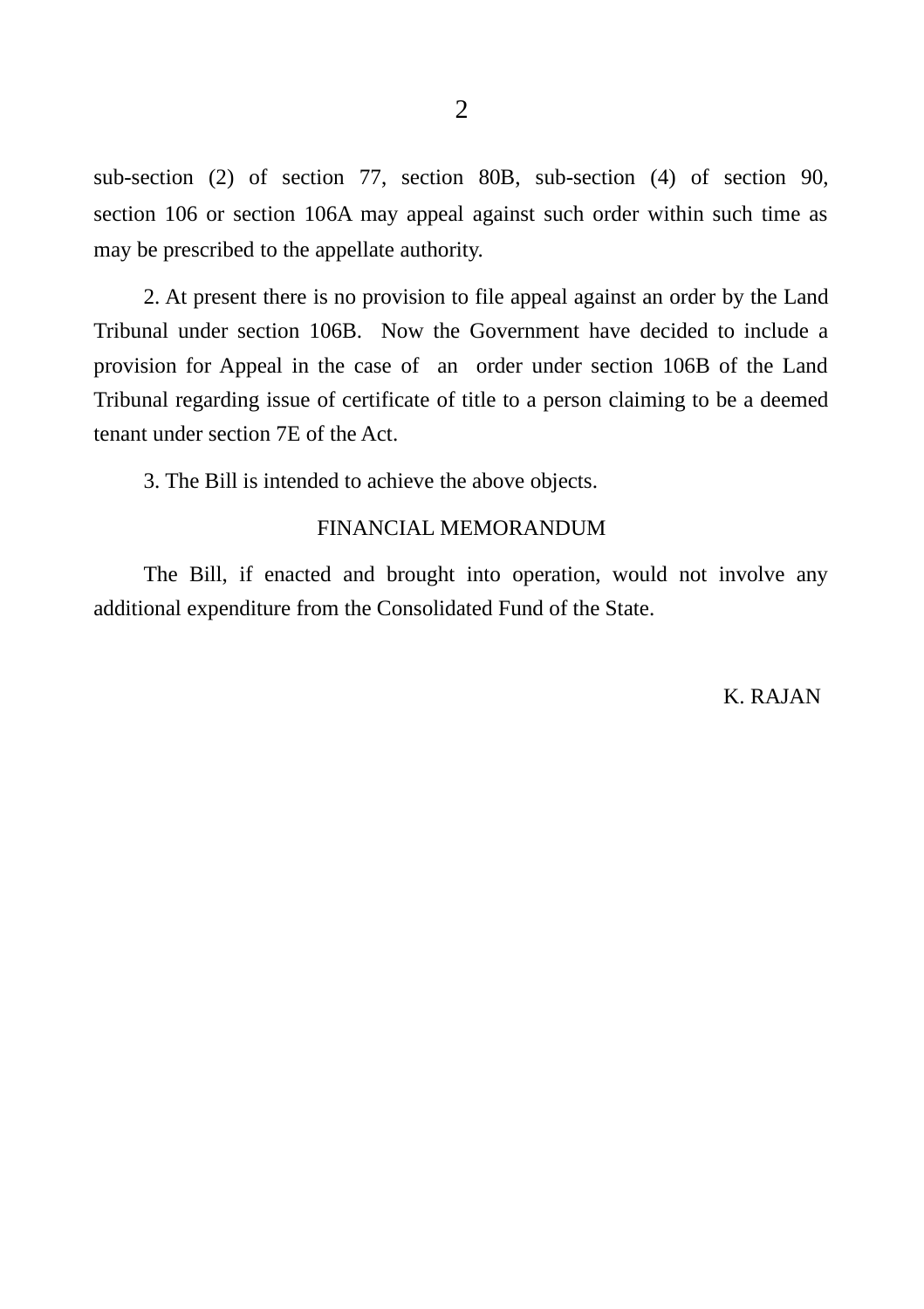sub-section (2) of section 77, section 80B, sub-section (4) of section 90, section 106 or section 106A may appeal against such order within such time as may be prescribed to the appellate authority.

2. At present there is no provision to file appeal against an order by the Land Tribunal under section 106B. Now the Government have decided to include a provision for Appeal in the case of an order under section 106B of the Land Tribunal regarding issue of certificate of title to a person claiming to be a deemed tenant under section 7E of the Act.

3. The Bill is intended to achieve the above objects.

## FINANCIAL MEMORANDUM

The Bill, if enacted and brought into operation, would not involve any additional expenditure from the Consolidated Fund of the State.

K. RAJAN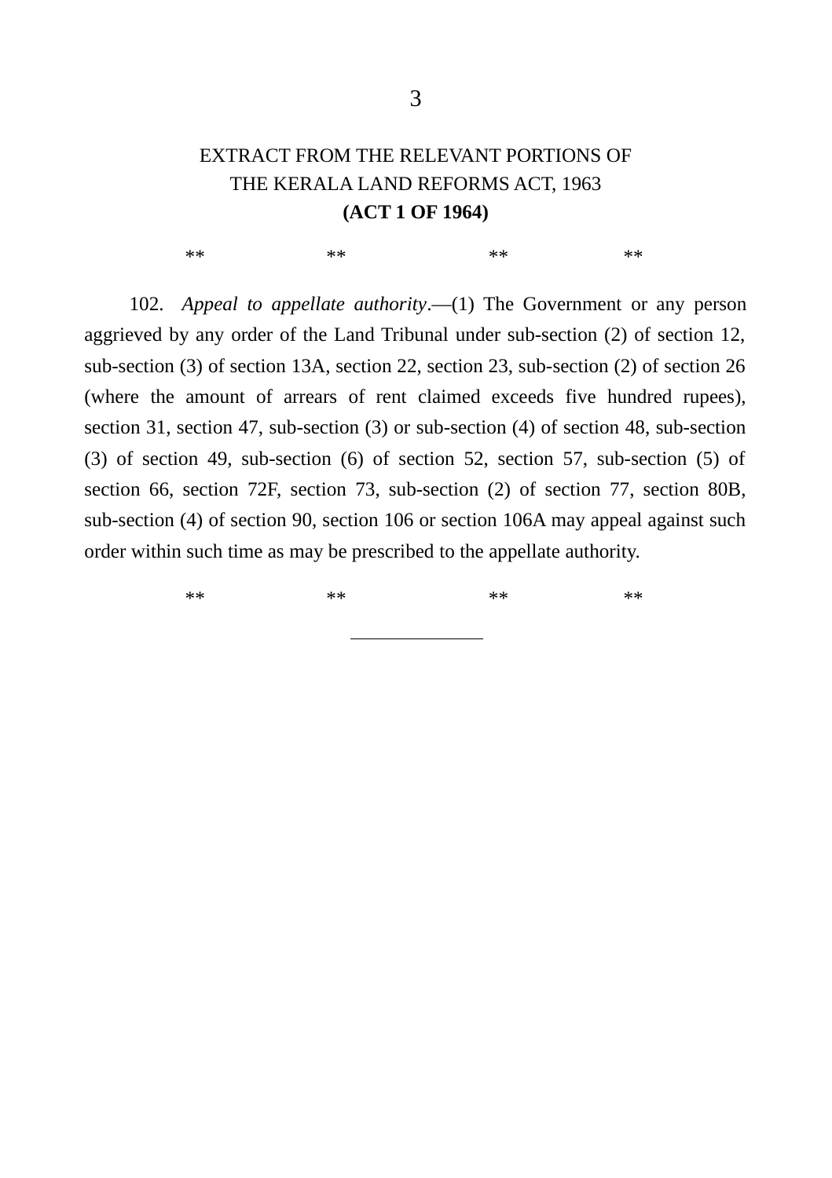# EXTRACT FROM THE RELEVANT PORTIONS OF THE KERALA LAND REFORMS ACT, 1963

**(ACT 1 OF 1964)**

** ** ** **

102. *Appeal to appellate authority*.—(1) The Government or any person aggrieved by any order of the Land Tribunal under sub-section (2) of section 12, sub-section (3) of section 13A, section 22, section 23, sub-section (2) of section 26 (where the amount of arrears of rent claimed exceeds five hundred rupees), section 31, section 47, sub-section (3) or sub-section (4) of section 48, sub-section (3) of section 49, sub-section (6) of section 52, section 57, sub-section (5) of section 66, section 72F, section 73, sub-section (2) of section 77, section 80B, sub-section (4) of section 90, section 106 or section 106A may appeal against such order within such time as may be prescribed to the appellate authority.

** ** ** **